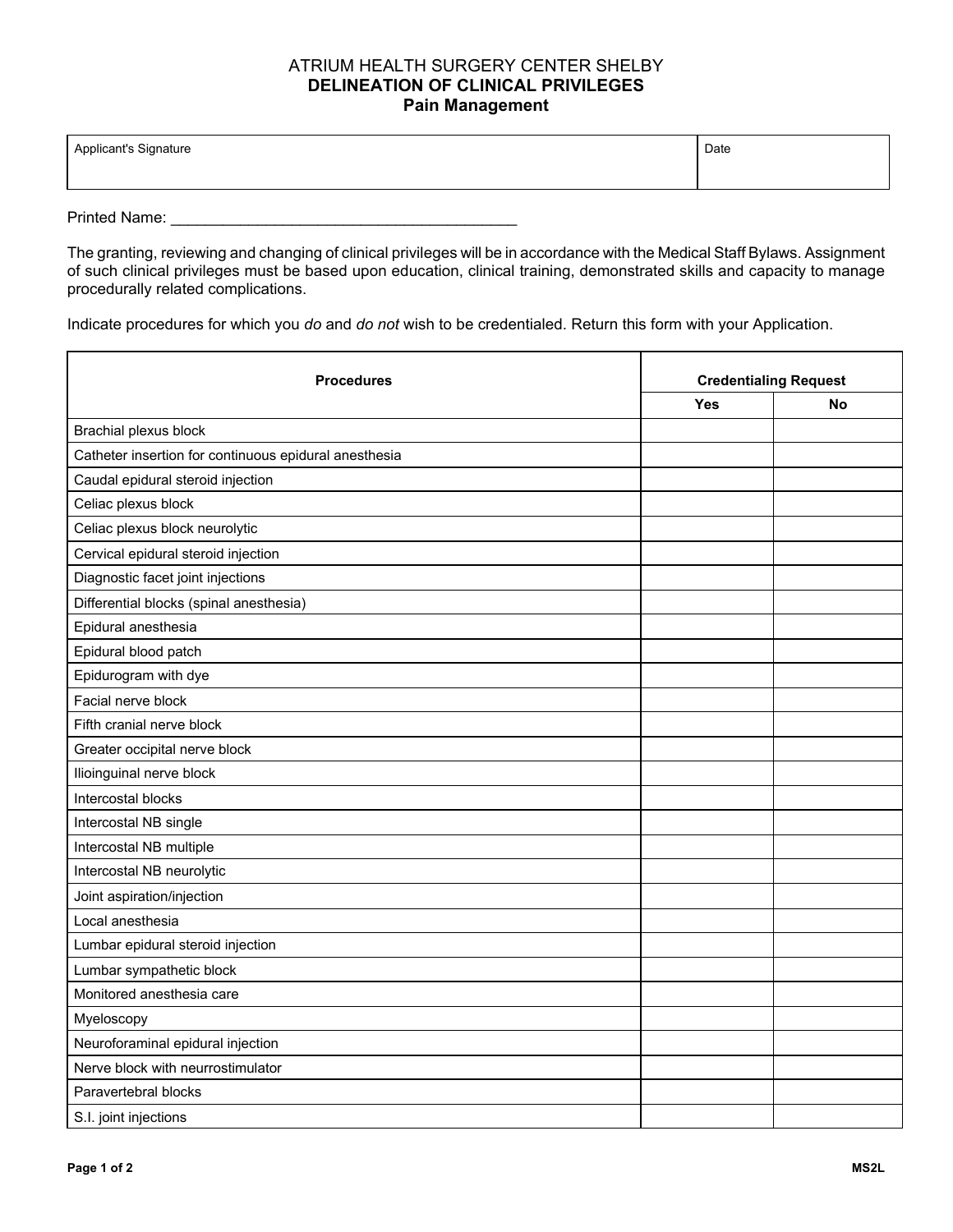# ATRIUM HEALTH SURGERY CENTER SHELBY
## DELINEATION OF CLINICAL PRIVILEGES
## Pain Management

| Applicant's Signature | Date |
|---|---|
| | |

Printed Name: ________________________________________

The granting, reviewing and changing of clinical privileges will be in accordance with the Medical Staff Bylaws. Assignment of such clinical privileges must be based upon education, clinical training, demonstrated skills and capacity to manage procedurally related complications.

Indicate procedures for which you *do* and *do not* wish to be credentialed. Return this form with your Application.

| Procedures | Credentialing Request | |
|---|---|---|
| | Yes | No |
| Brachial plexus block | | |
| Catheter insertion for continuous epidural anesthesia | | |
| Caudal epidural steroid injection | | |
| Celiac plexus block | | |
| Celiac plexus block neurolytic | | |
| Cervical epidural steroid injection | | |
| Diagnostic facet joint injections | | |
| Differential blocks (spinal anesthesia) | | |
| Epidural anesthesia | | |
| Epidural blood patch | | |
| Epidurogram with dye | | |
| Facial nerve block | | |
| Fifth cranial nerve block | | |
| Greater occipital nerve block | | |
| Ilioinguinal nerve block | | |
| Intercostal blocks | | |
| Intercostal NB single | | |
| Intercostal NB multiple | | |
| Intercostal NB neurolytic | | |
| Joint aspiration/injection | | |
| Local anesthesia | | |
| Lumbar epidural steroid injection | | |
| Lumbar sympathetic block | | |
| Monitored anesthesia care | | |
| Myeloscopy | | |
| Neuroforaminal epidural injection | | |
| Nerve block with neurrostimulator | | |
| Paravertebral blocks | | |
| S.I. joint injections | | |

MS2L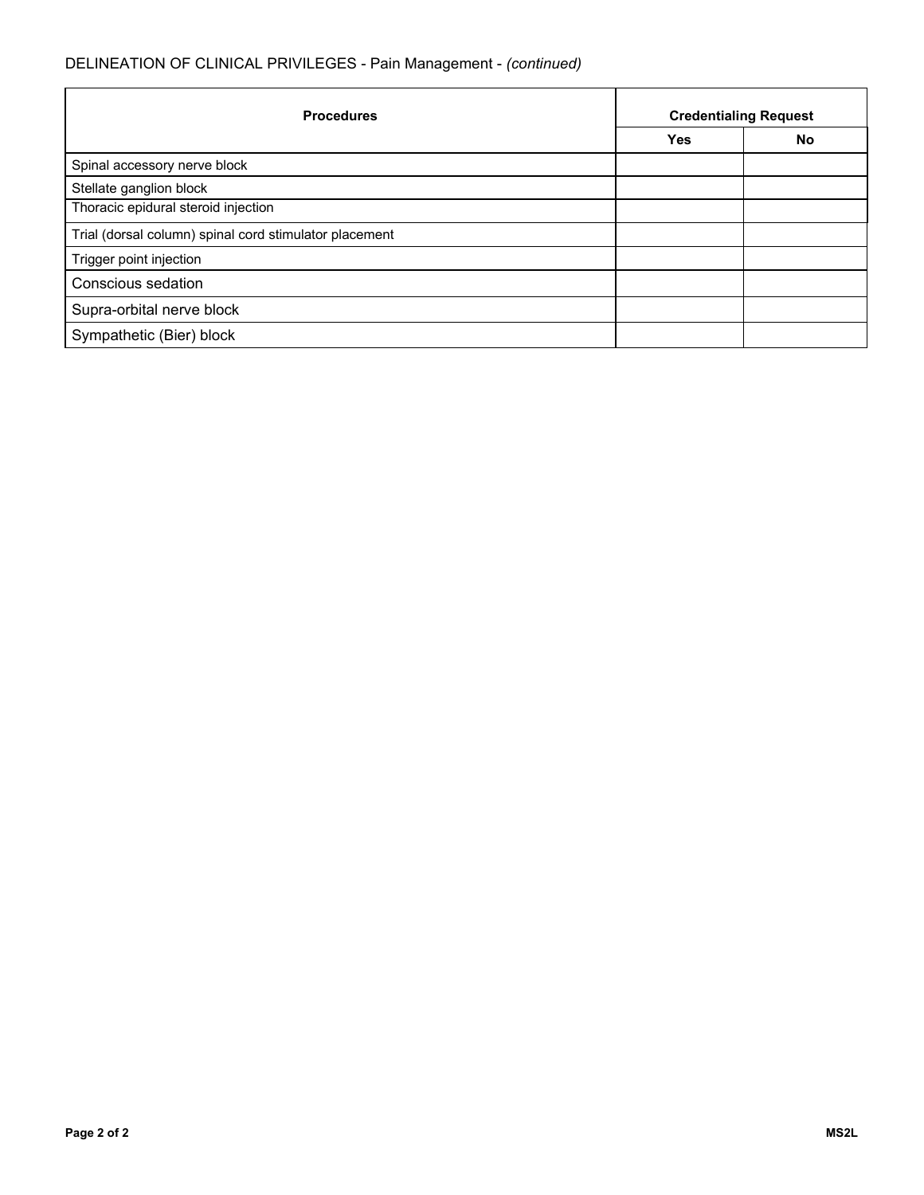DELINEATION OF CLINICAL PRIVILEGES - Pain Management - *(continued)*

| Procedures | Credentialing Request | |
|---|---|---|
| | Yes | No |
| Spinal accessory nerve block | | |
| Stellate ganglion block | | |
| Thoracic epidural steroid injection | | |
| Trial (dorsal column) spinal cord stimulator placement | | |
| Trigger point injection | | |
| Conscious sedation | | |
| Supra-orbital nerve block | | |
| Sympathetic (Bier) block | | |

MS2L